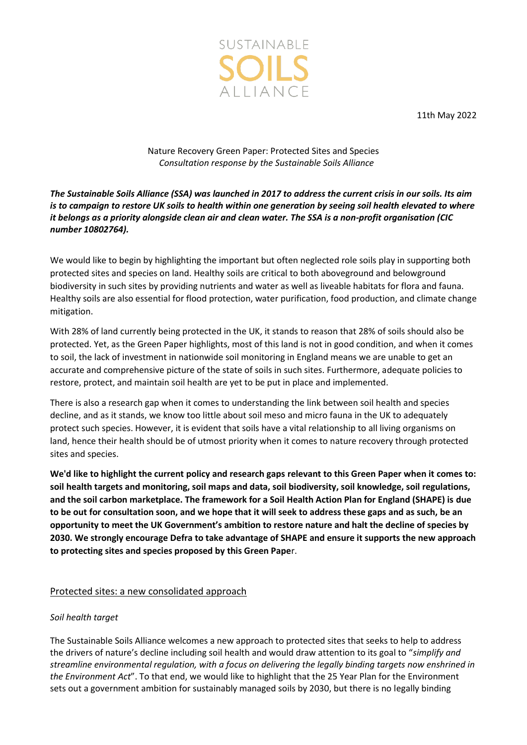SUSTAINABLE
SOILS
ALLIANCE

11th May 2022

Nature Recovery Green Paper: Protected Sites and Species
*Consultation response by the Sustainable Soils Alliance*

***The Sustainable Soils Alliance (SSA) was launched in 2017 to address the current crisis in our soils. Its aim is to campaign to restore UK soils to health within one generation by seeing soil health elevated to where it belongs as a priority alongside clean air and clean water. The SSA is a non-profit organisation (CIC number 10802764).***

We would like to begin by highlighting the important but often neglected role soils play in supporting both protected sites and species on land. Healthy soils are critical to both aboveground and belowground biodiversity in such sites by providing nutrients and water as well as liveable habitats for flora and fauna. Healthy soils are also essential for flood protection, water purification, food production, and climate change mitigation.

With 28% of land currently being protected in the UK, it stands to reason that 28% of soils should also be protected. Yet, as the Green Paper highlights, most of this land is not in good condition, and when it comes to soil, the lack of investment in nationwide soil monitoring in England means we are unable to get an accurate and comprehensive picture of the state of soils in such sites. Furthermore, adequate policies to restore, protect, and maintain soil health are yet to be put in place and implemented.

There is also a research gap when it comes to understanding the link between soil health and species decline, and as it stands, we know too little about soil meso and micro fauna in the UK to adequately protect such species. However, it is evident that soils have a vital relationship to all living organisms on land, hence their health should be of utmost priority when it comes to nature recovery through protected sites and species.

**We'd like to highlight the current policy and research gaps relevant to this Green Paper when it comes to: soil health targets and monitoring, soil maps and data, soil biodiversity, soil knowledge, soil regulations, and the soil carbon marketplace. The framework for a Soil Health Action Plan for England (SHAPE) is due to be out for consultation soon, and we hope that it will seek to address these gaps and as such, be an opportunity to meet the UK Government's ambition to restore nature and halt the decline of species by 2030. We strongly encourage Defra to take advantage of SHAPE and ensure it supports the new approach to protecting sites and species proposed by this Green Paper**.

## Protected sites: a new consolidated approach

### *Soil health target*

The Sustainable Soils Alliance welcomes a new approach to protected sites that seeks to help to address the drivers of nature's decline including soil health and would draw attention to its goal to "*simplify and streamline environmental regulation, with a focus on delivering the legally binding targets now enshrined in the Environment Act*". To that end, we would like to highlight that the 25 Year Plan for the Environment sets out a government ambition for sustainably managed soils by 2030, but there is no legally binding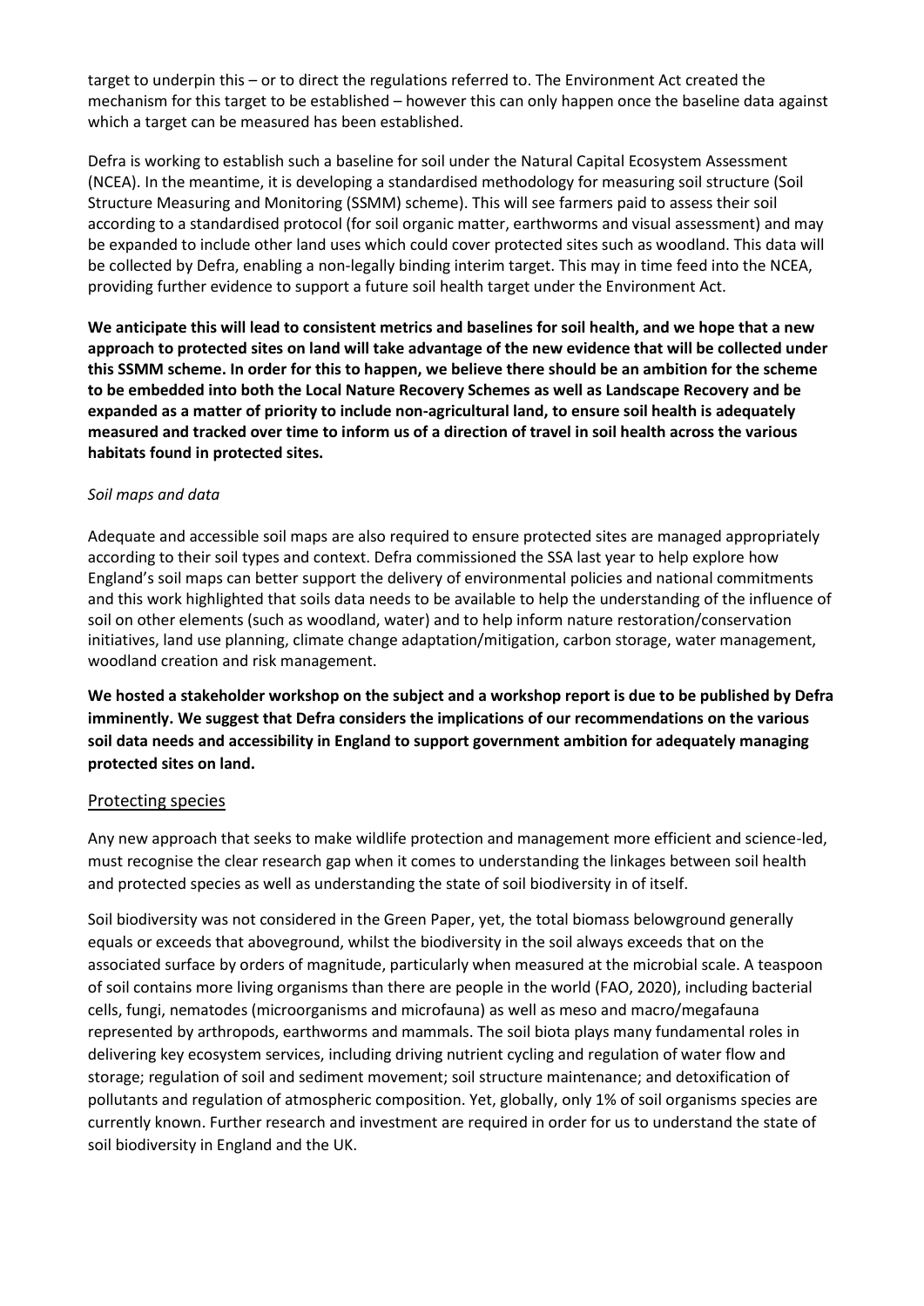target to underpin this – or to direct the regulations referred to. The Environment Act created the mechanism for this target to be established – however this can only happen once the baseline data against which a target can be measured has been established.

Defra is working to establish such a baseline for soil under the Natural Capital Ecosystem Assessment (NCEA). In the meantime, it is developing a standardised methodology for measuring soil structure (Soil Structure Measuring and Monitoring (SSMM) scheme). This will see farmers paid to assess their soil according to a standardised protocol (for soil organic matter, earthworms and visual assessment) and may be expanded to include other land uses which could cover protected sites such as woodland. This data will be collected by Defra, enabling a non-legally binding interim target. This may in time feed into the NCEA, providing further evidence to support a future soil health target under the Environment Act.

**We anticipate this will lead to consistent metrics and baselines for soil health, and we hope that a new approach to protected sites on land will take advantage of the new evidence that will be collected under this SSMM scheme. In order for this to happen, we believe there should be an ambition for the scheme to be embedded into both the Local Nature Recovery Schemes as well as Landscape Recovery and be expanded as a matter of priority to include non-agricultural land, to ensure soil health is adequately measured and tracked over time to inform us of a direction of travel in soil health across the various habitats found in protected sites.**

*Soil maps and data*

Adequate and accessible soil maps are also required to ensure protected sites are managed appropriately according to their soil types and context. Defra commissioned the SSA last year to help explore how England's soil maps can better support the delivery of environmental policies and national commitments and this work highlighted that soils data needs to be available to help the understanding of the influence of soil on other elements (such as woodland, water) and to help inform nature restoration/conservation initiatives, land use planning, climate change adaptation/mitigation, carbon storage, water management, woodland creation and risk management.

**We hosted a stakeholder workshop on the subject and a workshop report is due to be published by Defra imminently. We suggest that Defra considers the implications of our recommendations on the various soil data needs and accessibility in England to support government ambition for adequately managing protected sites on land.**

## Protecting species

Any new approach that seeks to make wildlife protection and management more efficient and science-led, must recognise the clear research gap when it comes to understanding the linkages between soil health and protected species as well as understanding the state of soil biodiversity in of itself.

Soil biodiversity was not considered in the Green Paper, yet, the total biomass belowground generally equals or exceeds that aboveground, whilst the biodiversity in the soil always exceeds that on the associated surface by orders of magnitude, particularly when measured at the microbial scale. A teaspoon of soil contains more living organisms than there are people in the world (FAO, 2020), including bacterial cells, fungi, nematodes (microorganisms and microfauna) as well as meso and macro/megafauna represented by arthropods, earthworms and mammals. The soil biota plays many fundamental roles in delivering key ecosystem services, including driving nutrient cycling and regulation of water flow and storage; regulation of soil and sediment movement; soil structure maintenance; and detoxification of pollutants and regulation of atmospheric composition. Yet, globally, only 1% of soil organisms species are currently known. Further research and investment are required in order for us to understand the state of soil biodiversity in England and the UK.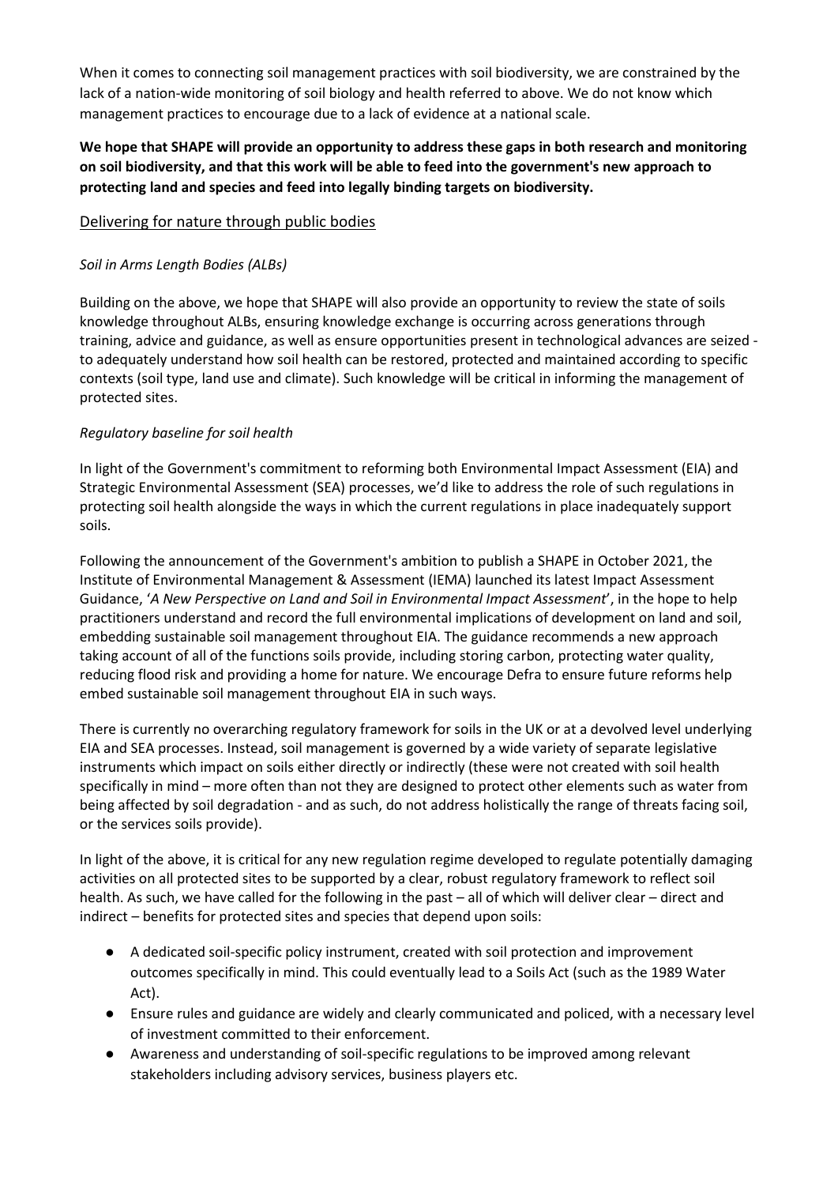When it comes to connecting soil management practices with soil biodiversity, we are constrained by the lack of a nation-wide monitoring of soil biology and health referred to above. We do not know which management practices to encourage due to a lack of evidence at a national scale.

**We hope that SHAPE will provide an opportunity to address these gaps in both research and monitoring on soil biodiversity, and that this work will be able to feed into the government's new approach to protecting land and species and feed into legally binding targets on biodiversity.**

## <u>Delivering for nature through public bodies</u>

### *Soil in Arms Length Bodies (ALBs)*

Building on the above, we hope that SHAPE will also provide an opportunity to review the state of soils knowledge throughout ALBs, ensuring knowledge exchange is occurring across generations through training, advice and guidance, as well as ensure opportunities present in technological advances are seized - to adequately understand how soil health can be restored, protected and maintained according to specific contexts (soil type, land use and climate). Such knowledge will be critical in informing the management of protected sites.

### *Regulatory baseline for soil health*

In light of the Government's commitment to reforming both Environmental Impact Assessment (EIA) and Strategic Environmental Assessment (SEA) processes, we'd like to address the role of such regulations in protecting soil health alongside the ways in which the current regulations in place inadequately support soils.

Following the announcement of the Government's ambition to publish a SHAPE in October 2021, the Institute of Environmental Management & Assessment (IEMA) launched its latest Impact Assessment Guidance, '*A New Perspective on Land and Soil in Environmental Impact Assessment*', in the hope to help practitioners understand and record the full environmental implications of development on land and soil, embedding sustainable soil management throughout EIA. The guidance recommends a new approach taking account of all of the functions soils provide, including storing carbon, protecting water quality, reducing flood risk and providing a home for nature. We encourage Defra to ensure future reforms help embed sustainable soil management throughout EIA in such ways.

There is currently no overarching regulatory framework for soils in the UK or at a devolved level underlying EIA and SEA processes. Instead, soil management is governed by a wide variety of separate legislative instruments which impact on soils either directly or indirectly (these were not created with soil health specifically in mind – more often than not they are designed to protect other elements such as water from being affected by soil degradation - and as such, do not address holistically the range of threats facing soil, or the services soils provide).

In light of the above, it is critical for any new regulation regime developed to regulate potentially damaging activities on all protected sites to be supported by a clear, robust regulatory framework to reflect soil health. As such, we have called for the following in the past – all of which will deliver clear – direct and indirect – benefits for protected sites and species that depend upon soils:

- A dedicated soil-specific policy instrument, created with soil protection and improvement outcomes specifically in mind. This could eventually lead to a Soils Act (such as the 1989 Water Act).
- Ensure rules and guidance are widely and clearly communicated and policed, with a necessary level of investment committed to their enforcement.
- Awareness and understanding of soil-specific regulations to be improved among relevant stakeholders including advisory services, business players etc.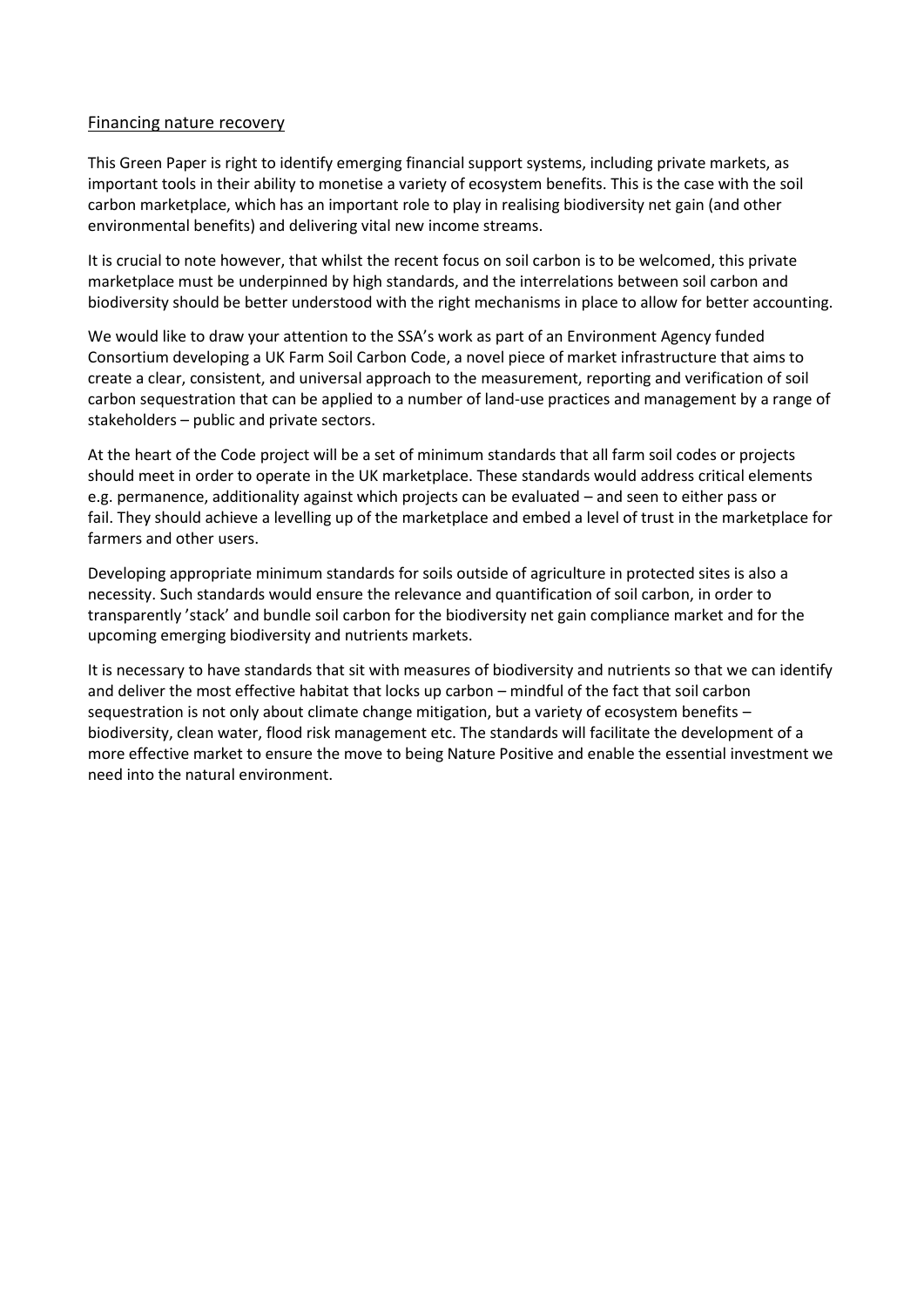## Financing nature recovery

This Green Paper is right to identify emerging financial support systems, including private markets, as important tools in their ability to monetise a variety of ecosystem benefits. This is the case with the soil carbon marketplace, which has an important role to play in realising biodiversity net gain (and other environmental benefits) and delivering vital new income streams.

It is crucial to note however, that whilst the recent focus on soil carbon is to be welcomed, this private marketplace must be underpinned by high standards, and the interrelations between soil carbon and biodiversity should be better understood with the right mechanisms in place to allow for better accounting.

We would like to draw your attention to the SSA's work as part of an Environment Agency funded Consortium developing a UK Farm Soil Carbon Code, a novel piece of market infrastructure that aims to create a clear, consistent, and universal approach to the measurement, reporting and verification of soil carbon sequestration that can be applied to a number of land-use practices and management by a range of stakeholders – public and private sectors.

At the heart of the Code project will be a set of minimum standards that all farm soil codes or projects should meet in order to operate in the UK marketplace. These standards would address critical elements e.g. permanence, additionality against which projects can be evaluated – and seen to either pass or fail. They should achieve a levelling up of the marketplace and embed a level of trust in the marketplace for farmers and other users.

Developing appropriate minimum standards for soils outside of agriculture in protected sites is also a necessity. Such standards would ensure the relevance and quantification of soil carbon, in order to transparently 'stack' and bundle soil carbon for the biodiversity net gain compliance market and for the upcoming emerging biodiversity and nutrients markets.

It is necessary to have standards that sit with measures of biodiversity and nutrients so that we can identify and deliver the most effective habitat that locks up carbon – mindful of the fact that soil carbon sequestration is not only about climate change mitigation, but a variety of ecosystem benefits – biodiversity, clean water, flood risk management etc. The standards will facilitate the development of a more effective market to ensure the move to being Nature Positive and enable the essential investment we need into the natural environment.